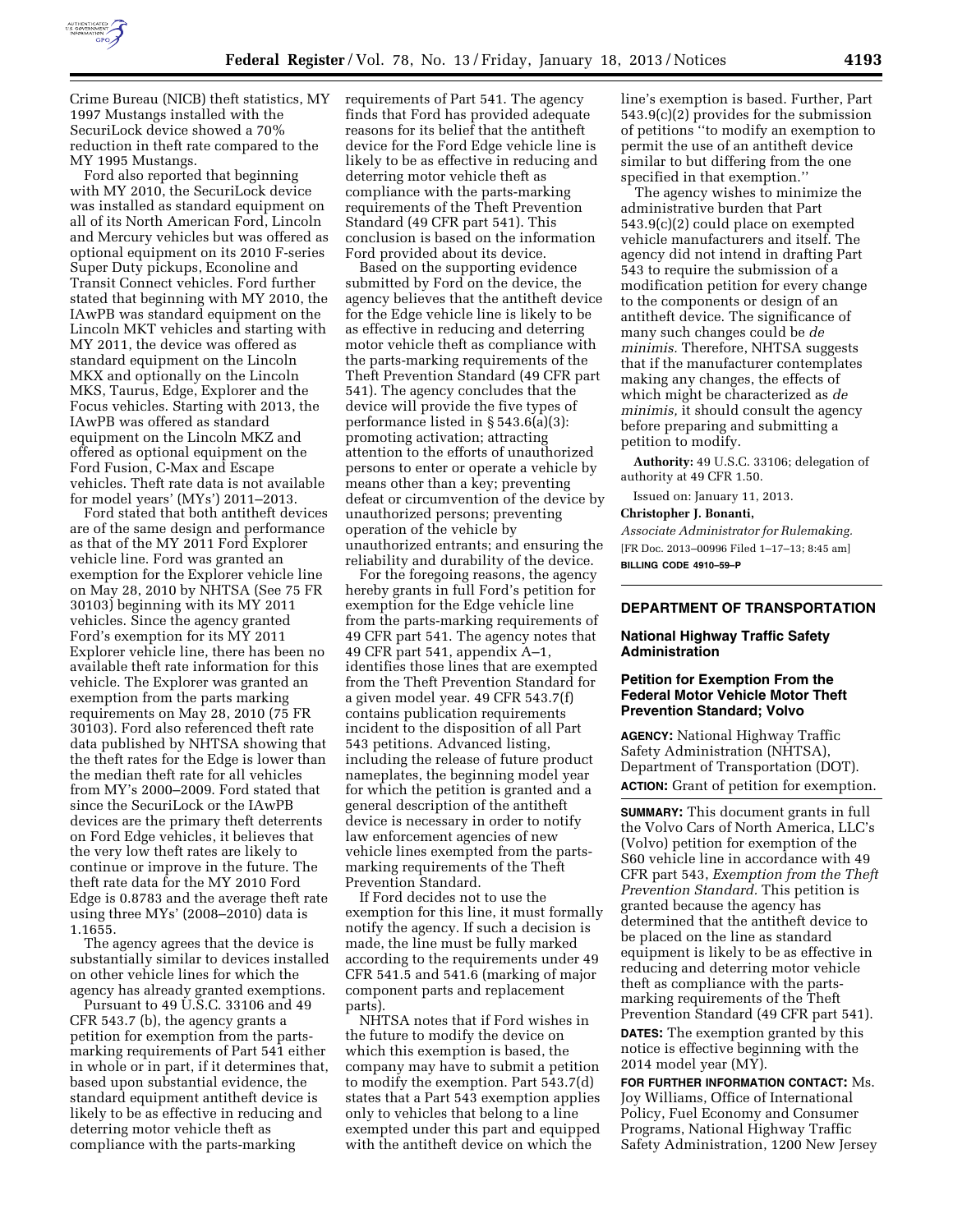Crime Bureau (NICB) theft statistics, MY 1997 Mustangs installed with the SecuriLock device showed a 70% reduction in theft rate compared to the MY 1995 Mustangs.

Ford also reported that beginning with MY 2010, the SecuriLock device was installed as standard equipment on all of its North American Ford, Lincoln and Mercury vehicles but was offered as optional equipment on its 2010 F-series Super Duty pickups, Econoline and Transit Connect vehicles. Ford further stated that beginning with MY 2010, the IAwPB was standard equipment on the Lincoln MKT vehicles and starting with MY 2011, the device was offered as standard equipment on the Lincoln MKX and optionally on the Lincoln MKS, Taurus, Edge, Explorer and the Focus vehicles. Starting with 2013, the IAwPB was offered as standard equipment on the Lincoln MKZ and offered as optional equipment on the Ford Fusion, C-Max and Escape vehicles. Theft rate data is not available for model years' (MYs') 2011–2013.

Ford stated that both antitheft devices are of the same design and performance as that of the MY 2011 Ford Explorer vehicle line. Ford was granted an exemption for the Explorer vehicle line on May 28, 2010 by NHTSA (See 75 FR 30103) beginning with its MY 2011 vehicles. Since the agency granted Ford's exemption for its MY 2011 Explorer vehicle line, there has been no available theft rate information for this vehicle. The Explorer was granted an exemption from the parts marking requirements on May 28, 2010 (75 FR 30103). Ford also referenced theft rate data published by NHTSA showing that the theft rates for the Edge is lower than the median theft rate for all vehicles from MY's 2000–2009. Ford stated that since the SecuriLock or the IAwPB devices are the primary theft deterrents on Ford Edge vehicles, it believes that the very low theft rates are likely to continue or improve in the future. The theft rate data for the MY 2010 Ford Edge is 0.8783 and the average theft rate using three MYs' (2008–2010) data is 1.1655.

The agency agrees that the device is substantially similar to devices installed on other vehicle lines for which the agency has already granted exemptions.

Pursuant to 49 U.S.C. 33106 and 49 CFR 543.7 (b), the agency grants a petition for exemption from the parts-marking requirements of Part 541 either in whole or in part, if it determines that, based upon substantial evidence, the standard equipment antitheft device is likely to be as effective in reducing and deterring motor vehicle theft as compliance with the parts-marking requirements of Part 541. The agency finds that Ford has provided adequate reasons for its belief that the antitheft device for the Ford Edge vehicle line is likely to be as effective in reducing and deterring motor vehicle theft as compliance with the parts-marking requirements of the Theft Prevention Standard (49 CFR part 541). This conclusion is based on the information Ford provided about its device.

Based on the supporting evidence submitted by Ford on the device, the agency believes that the antitheft device for the Edge vehicle line is likely to be as effective in reducing and deterring motor vehicle theft as compliance with the parts-marking requirements of the Theft Prevention Standard (49 CFR part 541). The agency concludes that the device will provide the five types of performance listed in § 543.6(a)(3): promoting activation; attracting attention to the efforts of unauthorized persons to enter or operate a vehicle by means other than a key; preventing defeat or circumvention of the device by unauthorized persons; preventing operation of the vehicle by unauthorized entrants; and ensuring the reliability and durability of the device.

For the foregoing reasons, the agency hereby grants in full Ford's petition for exemption for the Edge vehicle line from the parts-marking requirements of 49 CFR part 541. The agency notes that 49 CFR part 541, appendix A–1, identifies those lines that are exempted from the Theft Prevention Standard for a given model year. 49 CFR 543.7(f) contains publication requirements incident to the disposition of all Part 543 petitions. Advanced listing, including the release of future product nameplates, the beginning model year for which the petition is granted and a general description of the antitheft device is necessary in order to notify law enforcement agencies of new vehicle lines exempted from the parts-marking requirements of the Theft Prevention Standard.

If Ford decides not to use the exemption for this line, it must formally notify the agency. If such a decision is made, the line must be fully marked according to the requirements under 49 CFR 541.5 and 541.6 (marking of major component parts and replacement parts).

NHTSA notes that if Ford wishes in the future to modify the device on which this exemption is based, the company may have to submit a petition to modify the exemption. Part 543.7(d) states that a Part 543 exemption applies only to vehicles that belong to a line exempted under this part and equipped with the antitheft device on which the line's exemption is based. Further, Part 543.9(c)(2) provides for the submission of petitions "to modify an exemption to permit the use of an antitheft device similar to but differing from the one specified in that exemption."

The agency wishes to minimize the administrative burden that Part 543.9(c)(2) could place on exempted vehicle manufacturers and itself. The agency did not intend in drafting Part 543 to require the submission of a modification petition for every change to the components or design of an antitheft device. The significance of many such changes could be *de minimis.* Therefore, NHTSA suggests that if the manufacturer contemplates making any changes, the effects of which might be characterized as *de minimis,* it should consult the agency before preparing and submitting a petition to modify.

**Authority:** 49 U.S.C. 33106; delegation of authority at 49 CFR 1.50.

Issued on: January 11, 2013.

**Christopher J. Bonanti,**

*Associate Administrator for Rulemaking.*

[FR Doc. 2013–00996 Filed 1–17–13; 8:45 am]

**BILLING CODE 4910–59–P**

## DEPARTMENT OF TRANSPORTATION

### National Highway Traffic Safety Administration

### Petition for Exemption From the Federal Motor Vehicle Motor Theft Prevention Standard; Volvo

**AGENCY:** National Highway Traffic Safety Administration (NHTSA), Department of Transportation (DOT).

**ACTION:** Grant of petition for exemption.

**SUMMARY:** This document grants in full the Volvo Cars of North America, LLC's (Volvo) petition for exemption of the S60 vehicle line in accordance with 49 CFR part 543, *Exemption from the Theft Prevention Standard.* This petition is granted because the agency has determined that the antitheft device to be placed on the line as standard equipment is likely to be as effective in reducing and deterring motor vehicle theft as compliance with the parts-marking requirements of the Theft Prevention Standard (49 CFR part 541).

**DATES:** The exemption granted by this notice is effective beginning with the 2014 model year (MY).

**FOR FURTHER INFORMATION CONTACT:** Ms. Joy Williams, Office of International Policy, Fuel Economy and Consumer Programs, National Highway Traffic Safety Administration, 1200 New Jersey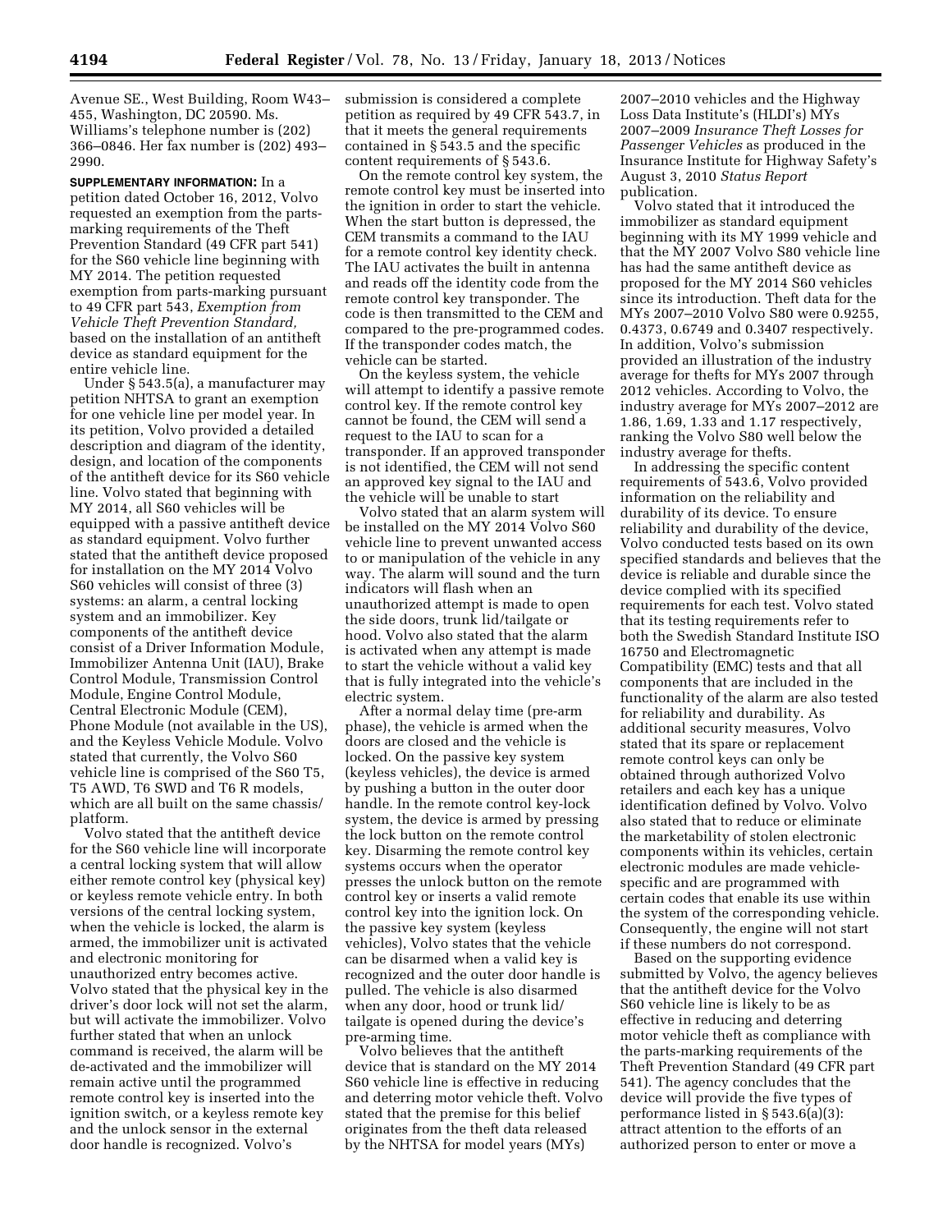Avenue SE., West Building, Room W43–455, Washington, DC 20590. Ms. Williams's telephone number is (202) 366–0846. Her fax number is (202) 493–2990.

**SUPPLEMENTARY INFORMATION:** In a petition dated October 16, 2012, Volvo requested an exemption from the parts-marking requirements of the Theft Prevention Standard (49 CFR part 541) for the S60 vehicle line beginning with MY 2014. The petition requested exemption from parts-marking pursuant to 49 CFR part 543, *Exemption from Vehicle Theft Prevention Standard,* based on the installation of an antitheft device as standard equipment for the entire vehicle line.

Under § 543.5(a), a manufacturer may petition NHTSA to grant an exemption for one vehicle line per model year. In its petition, Volvo provided a detailed description and diagram of the identity, design, and location of the components of the antitheft device for its S60 vehicle line. Volvo stated that beginning with MY 2014, all S60 vehicles will be equipped with a passive antitheft device as standard equipment. Volvo further stated that the antitheft device proposed for installation on the MY 2014 Volvo S60 vehicles will consist of three (3) systems: an alarm, a central locking system and an immobilizer. Key components of the antitheft device consist of a Driver Information Module, Immobilizer Antenna Unit (IAU), Brake Control Module, Transmission Control Module, Engine Control Module, Central Electronic Module (CEM), Phone Module (not available in the US), and the Keyless Vehicle Module. Volvo stated that currently, the Volvo S60 vehicle line is comprised of the S60 T5, T5 AWD, T6 SWD and T6 R models, which are all built on the same chassis/platform.

Volvo stated that the antitheft device for the S60 vehicle line will incorporate a central locking system that will allow either remote control key (physical key) or keyless remote vehicle entry. In both versions of the central locking system, when the vehicle is locked, the alarm is armed, the immobilizer unit is activated and electronic monitoring for unauthorized entry becomes active. Volvo stated that the physical key in the driver's door lock will not set the alarm, but will activate the immobilizer. Volvo further stated that when an unlock command is received, the alarm will be de-activated and the immobilizer will remain active until the programmed remote control key is inserted into the ignition switch, or a keyless remote key and the unlock sensor in the external door handle is recognized. Volvo's submission is considered a complete petition as required by 49 CFR 543.7, in that it meets the general requirements contained in § 543.5 and the specific content requirements of § 543.6.

On the remote control key system, the remote control key must be inserted into the ignition in order to start the vehicle. When the start button is depressed, the CEM transmits a command to the IAU for a remote control key identity check. The IAU activates the built in antenna and reads off the identity code from the remote control key transponder. The code is then transmitted to the CEM and compared to the pre-programmed codes. If the transponder codes match, the vehicle can be started.

On the keyless system, the vehicle will attempt to identify a passive remote control key. If the remote control key cannot be found, the CEM will send a request to the IAU to scan for a transponder. If an approved transponder is not identified, the CEM will not send an approved key signal to the IAU and the vehicle will be unable to start

Volvo stated that an alarm system will be installed on the MY 2014 Volvo S60 vehicle line to prevent unwanted access to or manipulation of the vehicle in any way. The alarm will sound and the turn indicators will flash when an unauthorized attempt is made to open the side doors, trunk lid/tailgate or hood. Volvo also stated that the alarm is activated when any attempt is made to start the vehicle without a valid key that is fully integrated into the vehicle's electric system.

After a normal delay time (pre-arm phase), the vehicle is armed when the doors are closed and the vehicle is locked. On the passive key system (keyless vehicles), the device is armed by pushing a button in the outer door handle. In the remote control key-lock system, the device is armed by pressing the lock button on the remote control key. Disarming the remote control key systems occurs when the operator presses the unlock button on the remote control key or inserts a valid remote control key into the ignition lock. On the passive key system (keyless vehicles), Volvo states that the vehicle can be disarmed when a valid key is recognized and the outer door handle is pulled. The vehicle is also disarmed when any door, hood or trunk lid/tailgate is opened during the device's pre-arming time.

Volvo believes that the antitheft device that is standard on the MY 2014 S60 vehicle line is effective in reducing and deterring motor vehicle theft. Volvo stated that the premise for this belief originates from the theft data released by the NHTSA for model years (MYs) 2007–2010 vehicles and the Highway Loss Data Institute's (HLDI's) MYs 2007–2009 *Insurance Theft Losses for Passenger Vehicles* as produced in the Insurance Institute for Highway Safety's August 3, 2010 *Status Report* publication.

Volvo stated that it introduced the immobilizer as standard equipment beginning with its MY 1999 vehicle and that the MY 2007 Volvo S80 vehicle line has had the same antitheft device as proposed for the MY 2014 S60 vehicles since its introduction. Theft data for the MYs 2007–2010 Volvo S80 were 0.9255, 0.4373, 0.6749 and 0.3407 respectively. In addition, Volvo's submission provided an illustration of the industry average for thefts for MYs 2007 through 2012 vehicles. According to Volvo, the industry average for MYs 2007–2012 are 1.86, 1.69, 1.33 and 1.17 respectively, ranking the Volvo S80 well below the industry average for thefts.

In addressing the specific content requirements of 543.6, Volvo provided information on the reliability and durability of its device. To ensure reliability and durability of the device, Volvo conducted tests based on its own specified standards and believes that the device is reliable and durable since the device complied with its specified requirements for each test. Volvo stated that its testing requirements refer to both the Swedish Standard Institute ISO 16750 and Electromagnetic Compatibility (EMC) tests and that all components that are included in the functionality of the alarm are also tested for reliability and durability. As additional security measures, Volvo stated that its spare or replacement remote control keys can only be obtained through authorized Volvo retailers and each key has a unique identification defined by Volvo. Volvo also stated that to reduce or eliminate the marketability of stolen electronic components within its vehicles, certain electronic modules are made vehicle-specific and are programmed with certain codes that enable its use within the system of the corresponding vehicle. Consequently, the engine will not start if these numbers do not correspond.

Based on the supporting evidence submitted by Volvo, the agency believes that the antitheft device for the Volvo S60 vehicle line is likely to be as effective in reducing and deterring motor vehicle theft as compliance with the parts-marking requirements of the Theft Prevention Standard (49 CFR part 541). The agency concludes that the device will provide the five types of performance listed in § 543.6(a)(3): attract attention to the efforts of an authorized person to enter or move a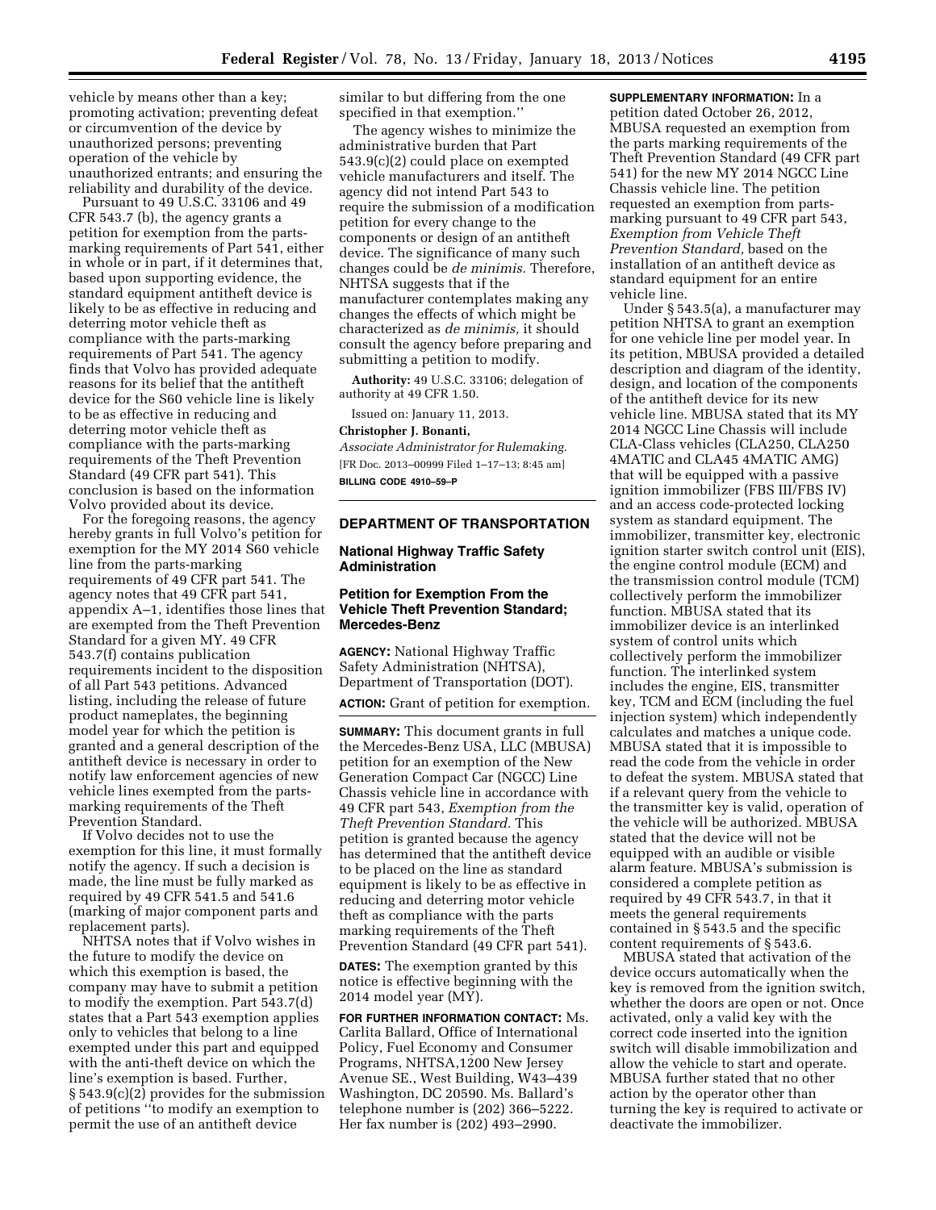vehicle by means other than a key; promoting activation; preventing defeat or circumvention of the device by unauthorized persons; preventing operation of the vehicle by unauthorized entrants; and ensuring the reliability and durability of the device.

Pursuant to 49 U.S.C. 33106 and 49 CFR 543.7 (b), the agency grants a petition for exemption from the parts-marking requirements of Part 541, either in whole or in part, if it determines that, based upon supporting evidence, the standard equipment antitheft device is likely to be as effective in reducing and deterring motor vehicle theft as compliance with the parts-marking requirements of Part 541. The agency finds that Volvo has provided adequate reasons for its belief that the antitheft device for the S60 vehicle line is likely to be as effective in reducing and deterring motor vehicle theft as compliance with the parts-marking requirements of the Theft Prevention Standard (49 CFR part 541). This conclusion is based on the information Volvo provided about its device.

For the foregoing reasons, the agency hereby grants in full Volvo's petition for exemption for the MY 2014 S60 vehicle line from the parts-marking requirements of 49 CFR part 541. The agency notes that 49 CFR part 541, appendix A–1, identifies those lines that are exempted from the Theft Prevention Standard for a given MY. 49 CFR 543.7(f) contains publication requirements incident to the disposition of all Part 543 petitions. Advanced listing, including the release of future product nameplates, the beginning model year for which the petition is granted and a general description of the antitheft device is necessary in order to notify law enforcement agencies of new vehicle lines exempted from the parts-marking requirements of the Theft Prevention Standard.

If Volvo decides not to use the exemption for this line, it must formally notify the agency. If such a decision is made, the line must be fully marked as required by 49 CFR 541.5 and 541.6 (marking of major component parts and replacement parts).

NHTSA notes that if Volvo wishes in the future to modify the device on which this exemption is based, the company may have to submit a petition to modify the exemption. Part 543.7(d) states that a Part 543 exemption applies only to vehicles that belong to a line exempted under this part and equipped with the anti-theft device on which the line's exemption is based. Further, § 543.9(c)(2) provides for the submission of petitions "to modify an exemption to permit the use of an antitheft device similar to but differing from the one specified in that exemption."

The agency wishes to minimize the administrative burden that Part 543.9(c)(2) could place on exempted vehicle manufacturers and itself. The agency did not intend Part 543 to require the submission of a modification petition for every change to the components or design of an antitheft device. The significance of many such changes could be *de minimis.* Therefore, NHTSA suggests that if the manufacturer contemplates making any changes the effects of which might be characterized as *de minimis,* it should consult the agency before preparing and submitting a petition to modify.

**Authority:** 49 U.S.C. 33106; delegation of authority at 49 CFR 1.50.

Issued on: January 11, 2013.

**Christopher J. Bonanti,**

*Associate Administrator for Rulemaking.*

[FR Doc. 2013–00999 Filed 1–17–13; 8:45 am]

**BILLING CODE 4910–59–P**

---

## DEPARTMENT OF TRANSPORTATION

### National Highway Traffic Safety Administration

### Petition for Exemption From the Vehicle Theft Prevention Standard; Mercedes-Benz

**AGENCY:** National Highway Traffic Safety Administration (NHTSA), Department of Transportation (DOT).

**ACTION:** Grant of petition for exemption.

**SUMMARY:** This document grants in full the Mercedes-Benz USA, LLC (MBUSA) petition for an exemption of the New Generation Compact Car (NGCC) Line Chassis vehicle line in accordance with 49 CFR part 543, *Exemption from the Theft Prevention Standard.* This petition is granted because the agency has determined that the antitheft device to be placed on the line as standard equipment is likely to be as effective in reducing and deterring motor vehicle theft as compliance with the parts marking requirements of the Theft Prevention Standard (49 CFR part 541).

**DATES:** The exemption granted by this notice is effective beginning with the 2014 model year (MY).

**FOR FURTHER INFORMATION CONTACT:** Ms. Carlita Ballard, Office of International Policy, Fuel Economy and Consumer Programs, NHTSA,1200 New Jersey Avenue SE., West Building, W43–439 Washington, DC 20590. Ms. Ballard's telephone number is (202) 366–5222. Her fax number is (202) 493–2990.

**SUPPLEMENTARY INFORMATION:** In a petition dated October 26, 2012, MBUSA requested an exemption from the parts marking requirements of the Theft Prevention Standard (49 CFR part 541) for the new MY 2014 NGCC Line Chassis vehicle line. The petition requested an exemption from parts-marking pursuant to 49 CFR part 543, *Exemption from Vehicle Theft Prevention Standard,* based on the installation of an antitheft device as standard equipment for an entire vehicle line.

Under § 543.5(a), a manufacturer may petition NHTSA to grant an exemption for one vehicle line per model year. In its petition, MBUSA provided a detailed description and diagram of the identity, design, and location of the components of the antitheft device for its new vehicle line. MBUSA stated that its MY 2014 NGCC Line Chassis will include CLA-Class vehicles (CLA250, CLA250 4MATIC and CLA45 4MATIC AMG) that will be equipped with a passive ignition immobilizer (FBS III/FBS IV) and an access code-protected locking system as standard equipment. The immobilizer, transmitter key, electronic ignition starter switch control unit (EIS), the engine control module (ECM) and the transmission control module (TCM) collectively perform the immobilizer function. MBUSA stated that its immobilizer device is an interlinked system of control units which collectively perform the immobilizer function. The interlinked system includes the engine, EIS, transmitter key, TCM and ECM (including the fuel injection system) which independently calculates and matches a unique code. MBUSA stated that it is impossible to read the code from the vehicle in order to defeat the system. MBUSA stated that if a relevant query from the vehicle to the transmitter key is valid, operation of the vehicle will be authorized. MBUSA stated that the device will not be equipped with an audible or visible alarm feature. MBUSA's submission is considered a complete petition as required by 49 CFR 543.7, in that it meets the general requirements contained in § 543.5 and the specific content requirements of § 543.6.

MBUSA stated that activation of the device occurs automatically when the key is removed from the ignition switch, whether the doors are open or not. Once activated, only a valid key with the correct code inserted into the ignition switch will disable immobilization and allow the vehicle to start and operate. MBUSA further stated that no other action by the operator other than turning the key is required to activate or deactivate the immobilizer.